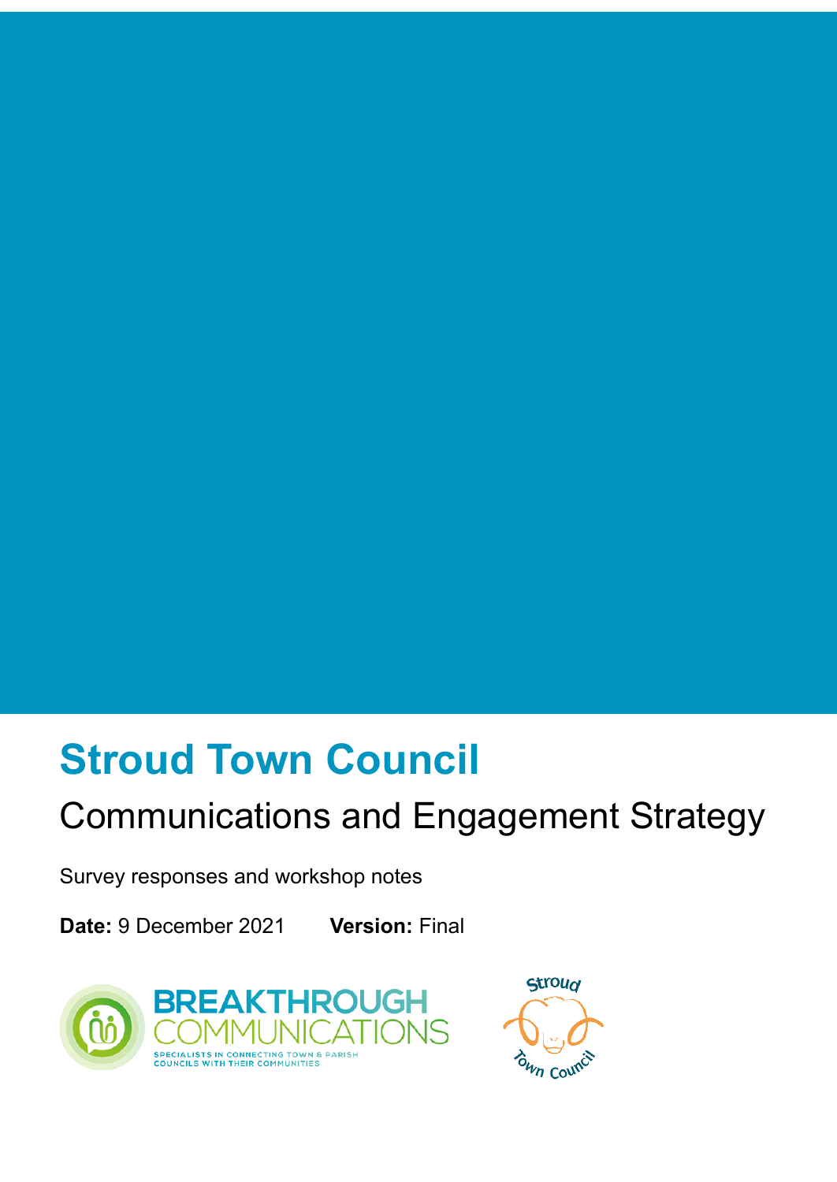# Stroud Town Council

## Communications and Engagement Strategy

Survey responses and workshop notes

**Date:** 9 December 2021 **Version:** Final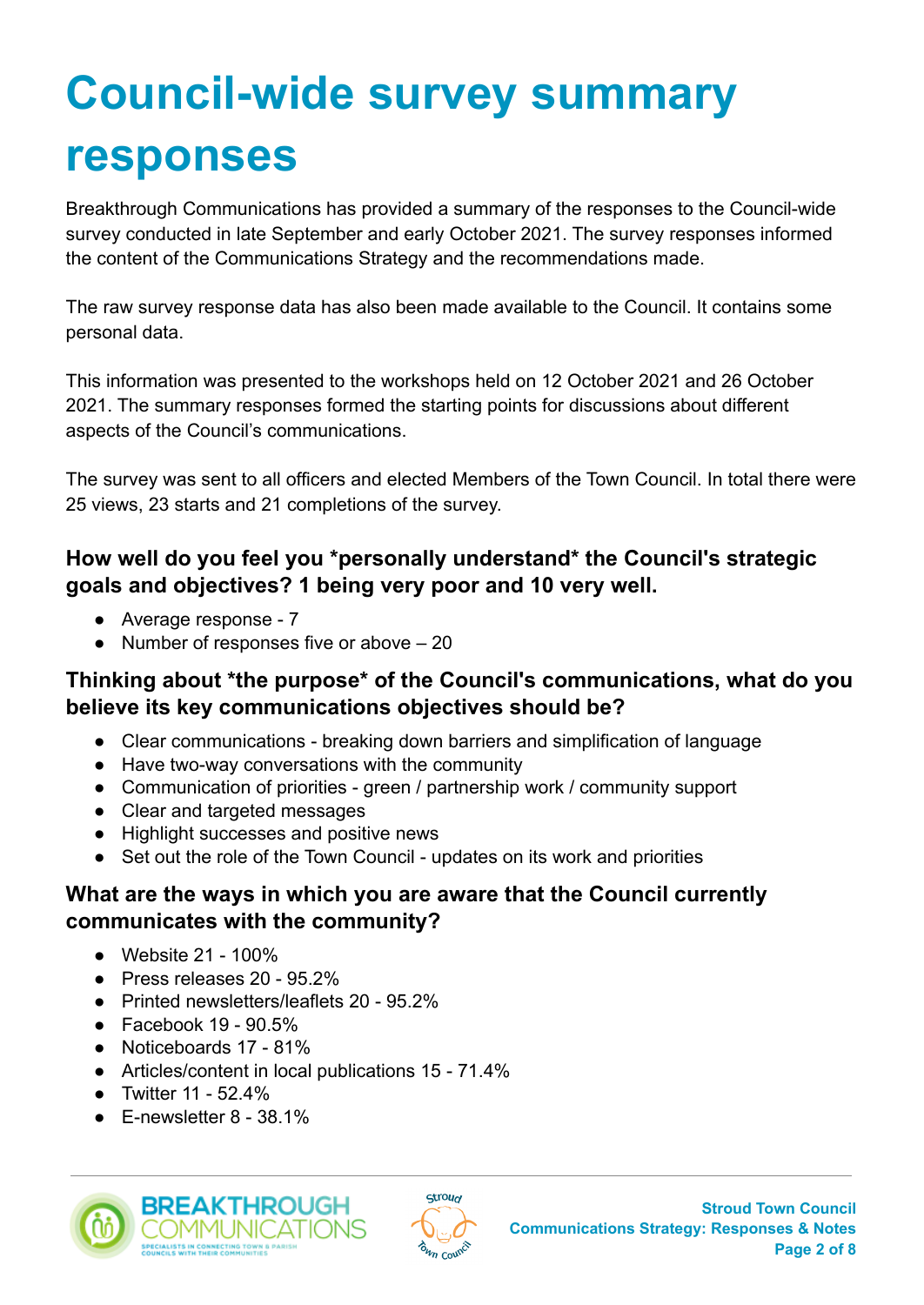# Council-wide survey summary responses

Breakthrough Communications has provided a summary of the responses to the Council-wide survey conducted in late September and early October 2021. The survey responses informed the content of the Communications Strategy and the recommendations made.

The raw survey response data has also been made available to the Council. It contains some personal data.

This information was presented to the workshops held on 12 October 2021 and 26 October 2021. The summary responses formed the starting points for discussions about different aspects of the Council's communications.

The survey was sent to all officers and elected Members of the Town Council. In total there were 25 views, 23 starts and 21 completions of the survey.

### How well do you feel you *personally understand* the Council's strategic goals and objectives? 1 being very poor and 10 very well.

- Average response - 7
- Number of responses five or above – 20

### Thinking about *the purpose* of the Council's communications, what do you believe its key communications objectives should be?

- Clear communications - breaking down barriers and simplification of language
- Have two-way conversations with the community
- Communication of priorities - green / partnership work / community support
- Clear and targeted messages
- Highlight successes and positive news
- Set out the role of the Town Council - updates on its work and priorities

### What are the ways in which you are aware that the Council currently communicates with the community?

- Website 21 - 100%
- Press releases 20 - 95.2%
- Printed newsletters/leaflets 20 - 95.2%
- Facebook 19 - 90.5%
- Noticeboards 17 - 81%
- Articles/content in local publications 15 - 71.4%
- Twitter 11 - 52.4%
- E-newsletter 8 - 38.1%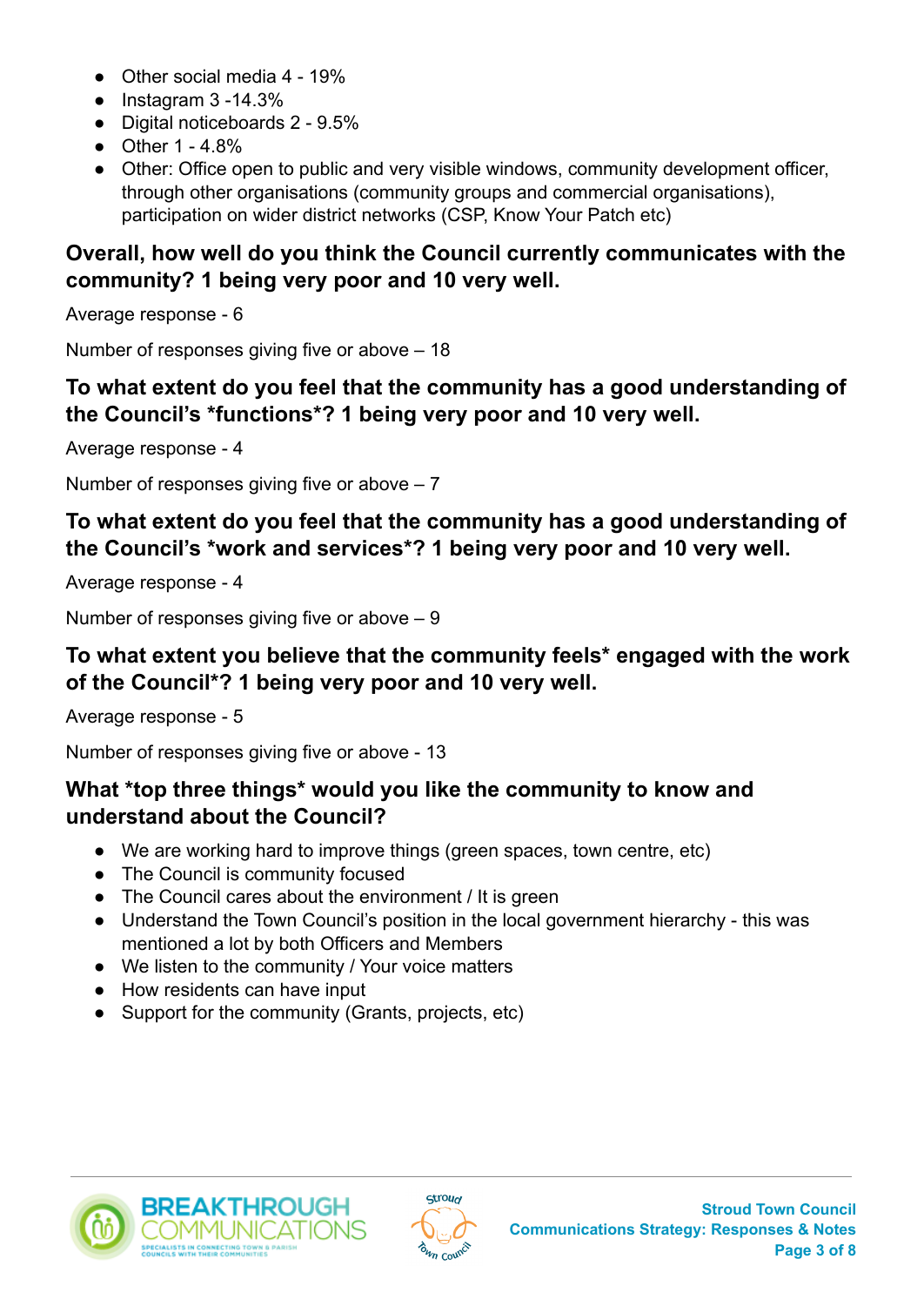- Other social media 4 - 19%
- Instagram 3 -14.3%
- Digital noticeboards 2 - 9.5%
- Other 1 - 4.8%
- Other: Office open to public and very visible windows, community development officer, through other organisations (community groups and commercial organisations), participation on wider district networks (CSP, Know Your Patch etc)

### Overall, how well do you think the Council currently communicates with the community? 1 being very poor and 10 very well.

Average response - 6

Number of responses giving five or above – 18

### To what extent do you feel that the community has a good understanding of the Council's *functions*? 1 being very poor and 10 very well.

Average response - 4

Number of responses giving five or above – 7

### To what extent do you feel that the community has a good understanding of the Council's *work and services*? 1 being very poor and 10 very well.

Average response - 4

Number of responses giving five or above – 9

### To what extent you believe that the community feels* engaged with the work of the Council*? 1 being very poor and 10 very well.

Average response - 5

Number of responses giving five or above - 13

### What *top three things* would you like the community to know and understand about the Council?

- We are working hard to improve things (green spaces, town centre, etc)
- The Council is community focused
- The Council cares about the environment / It is green
- Understand the Town Council's position in the local government hierarchy - this was mentioned a lot by both Officers and Members
- We listen to the community / Your voice matters
- How residents can have input
- Support for the community (Grants, projects, etc)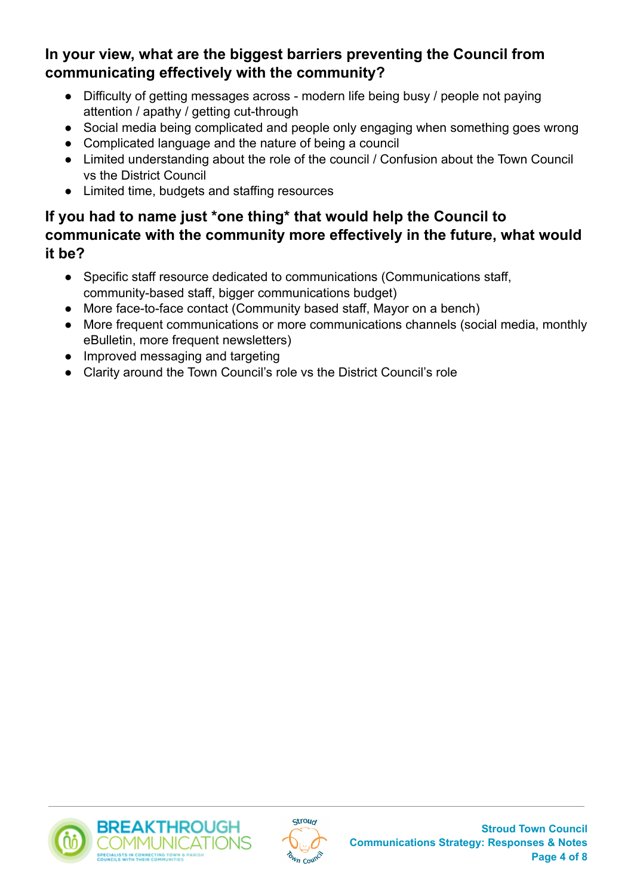### In your view, what are the biggest barriers preventing the Council from communicating effectively with the community?

- Difficulty of getting messages across - modern life being busy / people not paying attention / apathy / getting cut-through
- Social media being complicated and people only engaging when something goes wrong
- Complicated language and the nature of being a council
- Limited understanding about the role of the council / Confusion about the Town Council vs the District Council
- Limited time, budgets and staffing resources

### If you had to name just *one thing* that would help the Council to communicate with the community more effectively in the future, what would it be?

- Specific staff resource dedicated to communications (Communications staff, community-based staff, bigger communications budget)
- More face-to-face contact (Community based staff, Mayor on a bench)
- More frequent communications or more communications channels (social media, monthly eBulletin, more frequent newsletters)
- Improved messaging and targeting
- Clarity around the Town Council's role vs the District Council's role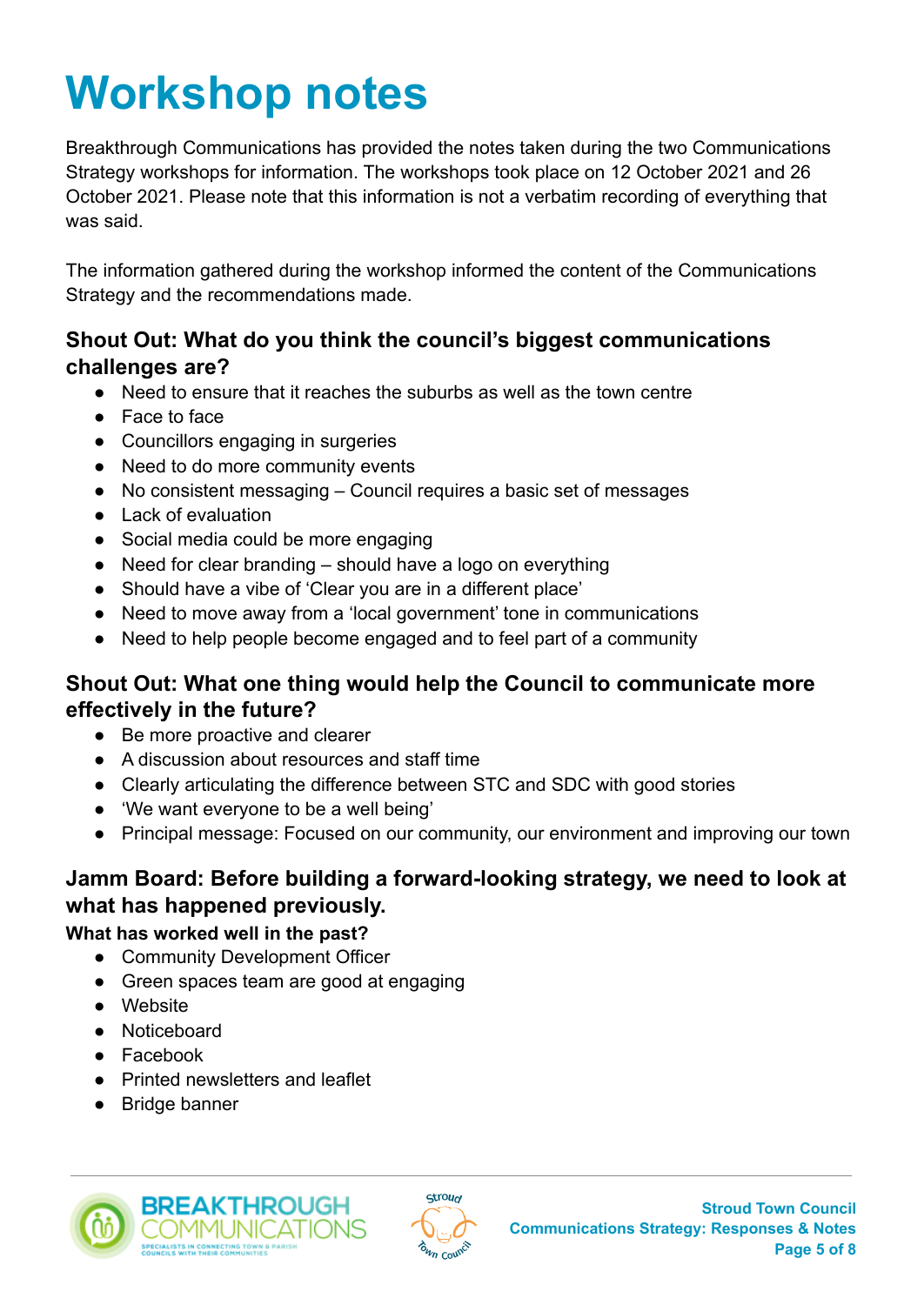# Workshop notes

Breakthrough Communications has provided the notes taken during the two Communications Strategy workshops for information. The workshops took place on 12 October 2021 and 26 October 2021. Please note that this information is not a verbatim recording of everything that was said.

The information gathered during the workshop informed the content of the Communications Strategy and the recommendations made.

### Shout Out: What do you think the council's biggest communications challenges are?

- Need to ensure that it reaches the suburbs as well as the town centre
- Face to face
- Councillors engaging in surgeries
- Need to do more community events
- No consistent messaging – Council requires a basic set of messages
- Lack of evaluation
- Social media could be more engaging
- Need for clear branding – should have a logo on everything
- Should have a vibe of 'Clear you are in a different place'
- Need to move away from a 'local government' tone in communications
- Need to help people become engaged and to feel part of a community

### Shout Out: What one thing would help the Council to communicate more effectively in the future?

- Be more proactive and clearer
- A discussion about resources and staff time
- Clearly articulating the difference between STC and SDC with good stories
- 'We want everyone to be a well being'
- Principal message: Focused on our community, our environment and improving our town

### Jamm Board: Before building a forward-looking strategy, we need to look at what has happened previously.

**What has worked well in the past?**

- Community Development Officer
- Green spaces team are good at engaging
- Website
- Noticeboard
- Facebook
- Printed newsletters and leaflet
- Bridge banner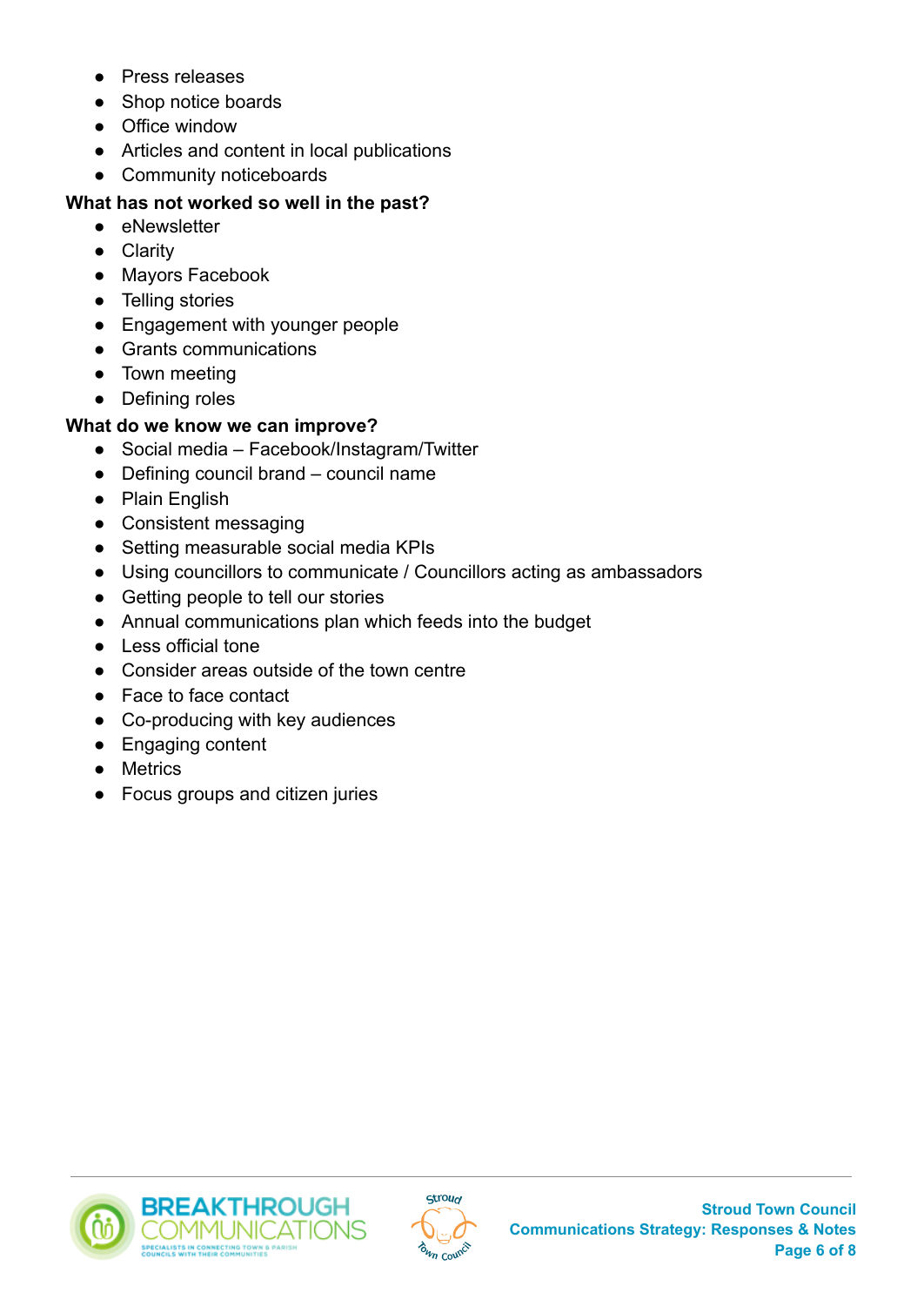- Press releases
- Shop notice boards
- Office window
- Articles and content in local publications
- Community noticeboards

**What has not worked so well in the past?**

- eNewsletter
- Clarity
- Mayors Facebook
- Telling stories
- Engagement with younger people
- Grants communications
- Town meeting
- Defining roles

**What do we know we can improve?**

- Social media – Facebook/Instagram/Twitter
- Defining council brand – council name
- Plain English
- Consistent messaging
- Setting measurable social media KPIs
- Using councillors to communicate / Councillors acting as ambassadors
- Getting people to tell our stories
- Annual communications plan which feeds into the budget
- Less official tone
- Consider areas outside of the town centre
- Face to face contact
- Co-producing with key audiences
- Engaging content
- Metrics
- Focus groups and citizen juries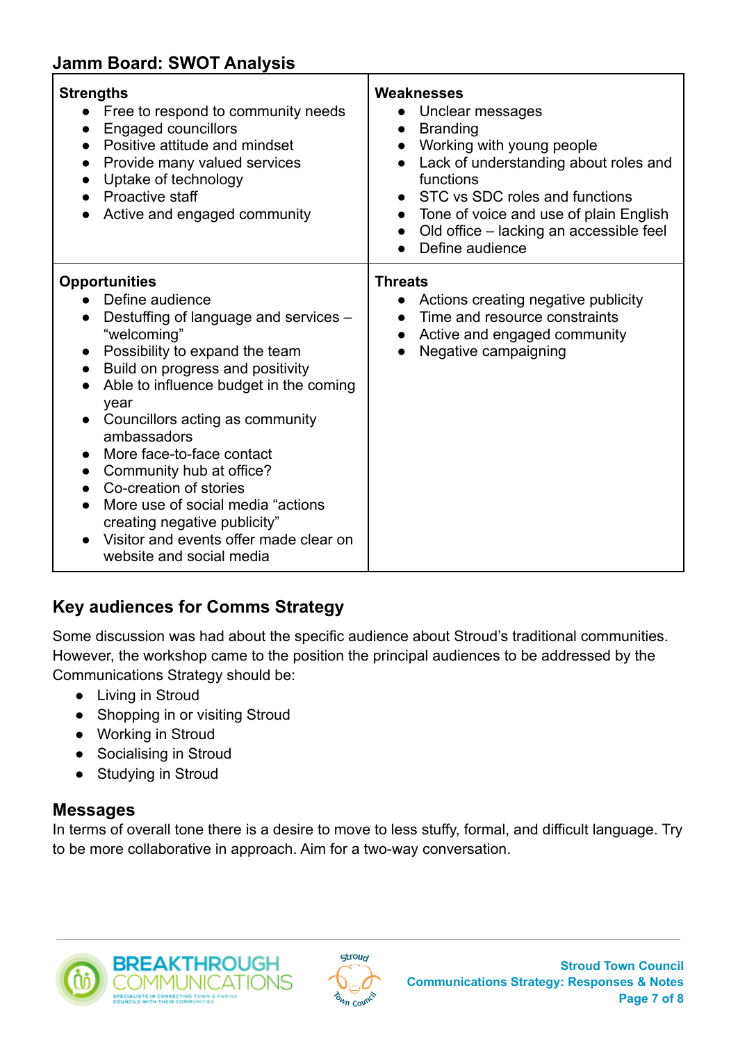## Jamm Board: SWOT Analysis

| **Strengths** | **Weaknesses** |
|---|---|
| • Free to respond to community needs<br>• Engaged councillors<br>• Positive attitude and mindset<br>• Provide many valued services<br>• Uptake of technology<br>• Proactive staff<br>• Active and engaged community | • Unclear messages<br>• Branding<br>• Working with young people<br>• Lack of understanding about roles and functions<br>• STC vs SDC roles and functions<br>• Tone of voice and use of plain English<br>• Old office – lacking an accessible feel<br>• Define audience |
| **Opportunities** | **Threats** |
| • Define audience<br>• Destuffing of language and services – "welcoming"<br>• Possibility to expand the team<br>• Build on progress and positivity<br>• Able to influence budget in the coming year<br>• Councillors acting as community ambassadors<br>• More face-to-face contact<br>• Community hub at office?<br>• Co-creation of stories<br>• More use of social media "actions creating negative publicity"<br>• Visitor and events offer made clear on website and social media | • Actions creating negative publicity<br>• Time and resource constraints<br>• Active and engaged community<br>• Negative campaigning |

## Key audiences for Comms Strategy

Some discussion was had about the specific audience about Stroud's traditional communities. However, the workshop came to the position the principal audiences to be addressed by the Communications Strategy should be:

- Living in Stroud
- Shopping in or visiting Stroud
- Working in Stroud
- Socialising in Stroud
- Studying in Stroud

## Messages

In terms of overall tone there is a desire to move to less stuffy, formal, and difficult language. Try to be more collaborative in approach. Aim for a two-way conversation.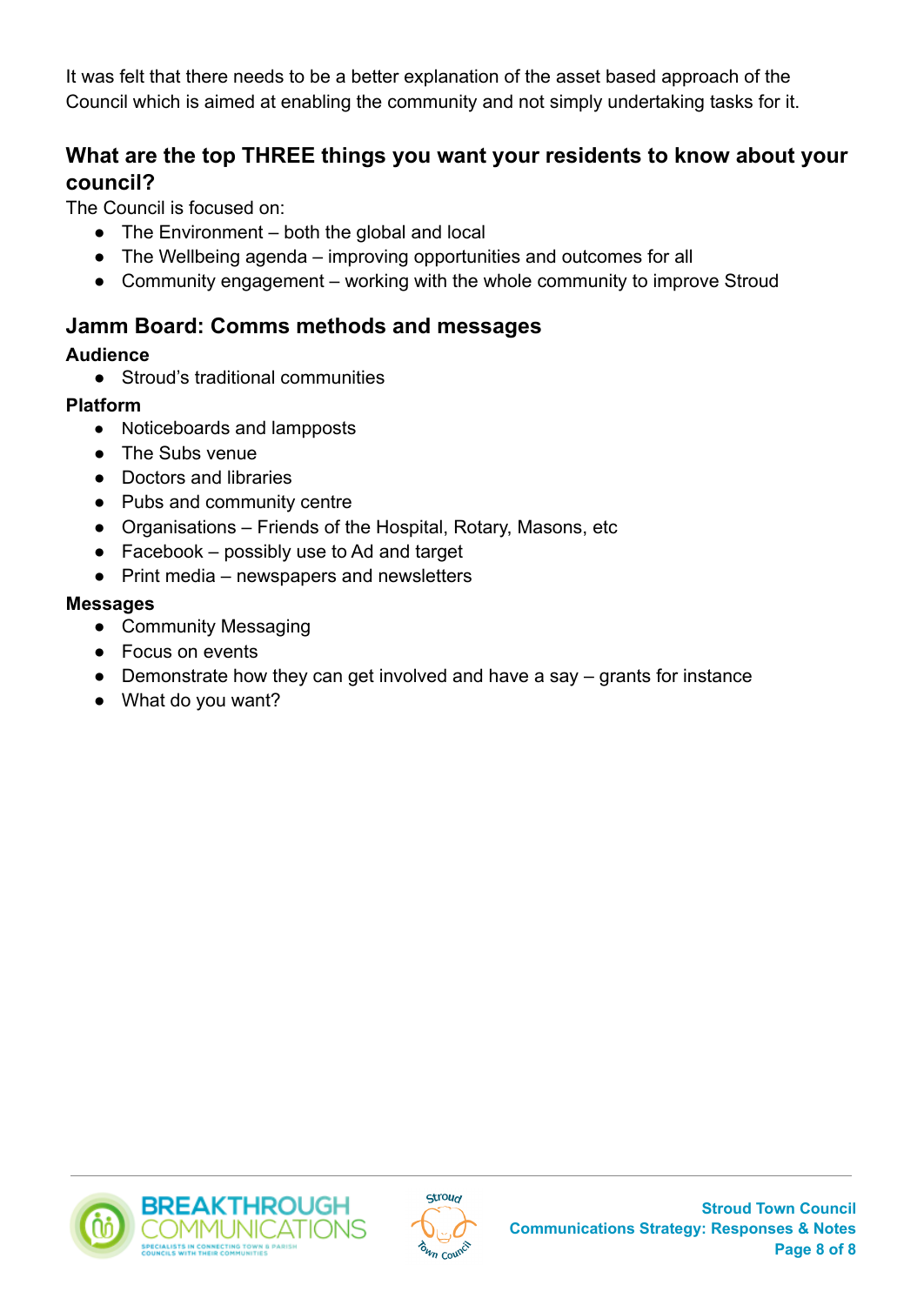It was felt that there needs to be a better explanation of the asset based approach of the Council which is aimed at enabling the community and not simply undertaking tasks for it.

## What are the top THREE things you want your residents to know about your council?

The Council is focused on:

- The Environment – both the global and local
- The Wellbeing agenda – improving opportunities and outcomes for all
- Community engagement – working with the whole community to improve Stroud

## Jamm Board: Comms methods and messages

**Audience**

- Stroud's traditional communities

**Platform**

- Noticeboards and lampposts
- The Subs venue
- Doctors and libraries
- Pubs and community centre
- Organisations – Friends of the Hospital, Rotary, Masons, etc
- Facebook – possibly use to Ad and target
- Print media – newspapers and newsletters

**Messages**

- Community Messaging
- Focus on events
- Demonstrate how they can get involved and have a say – grants for instance
- What do you want?